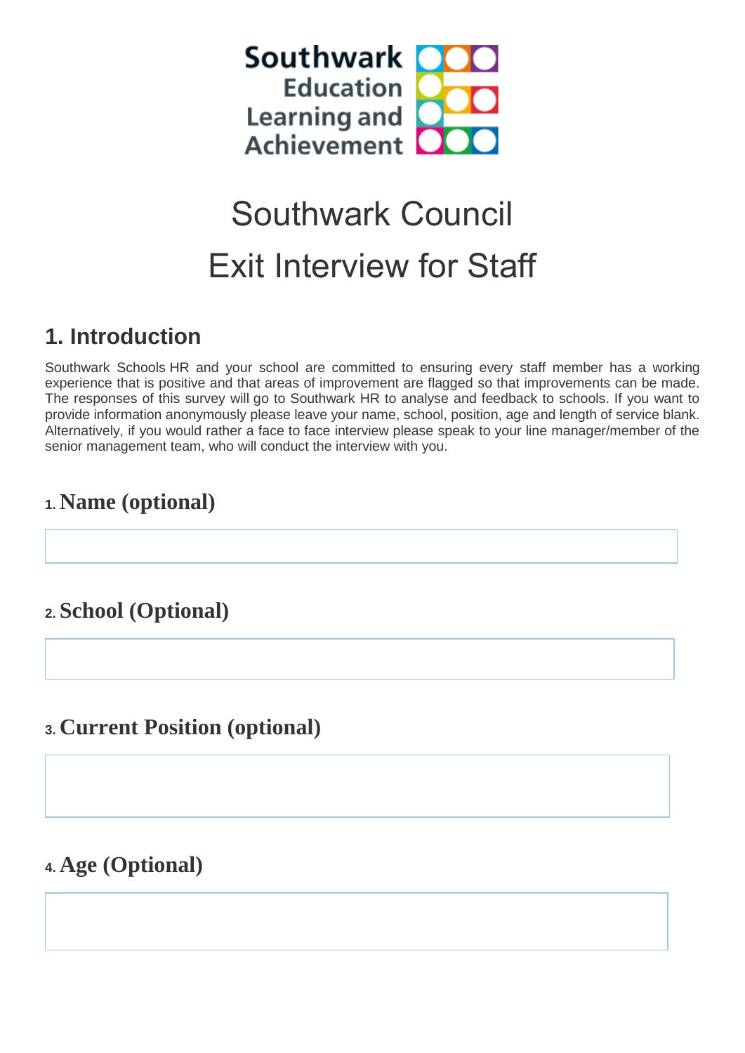Southwark Education Learning and Achievement

# Southwark Council
# Exit Interview for Staff

## 1. Introduction

Southwark Schools HR and your school are committed to ensuring every staff member has a working experience that is positive and that areas of improvement are flagged so that improvements can be made. The responses of this survey will go to Southwark HR to analyse and feedback to schools. If you want to provide information anonymously please leave your name, school, position, age and length of service blank. Alternatively, if you would rather a face to face interview please speak to your line manager/member of the senior management team, who will conduct the interview with you.

### 1. Name (optional)

### 2. School (Optional)

### 3. Current Position (optional)

### 4. Age (Optional)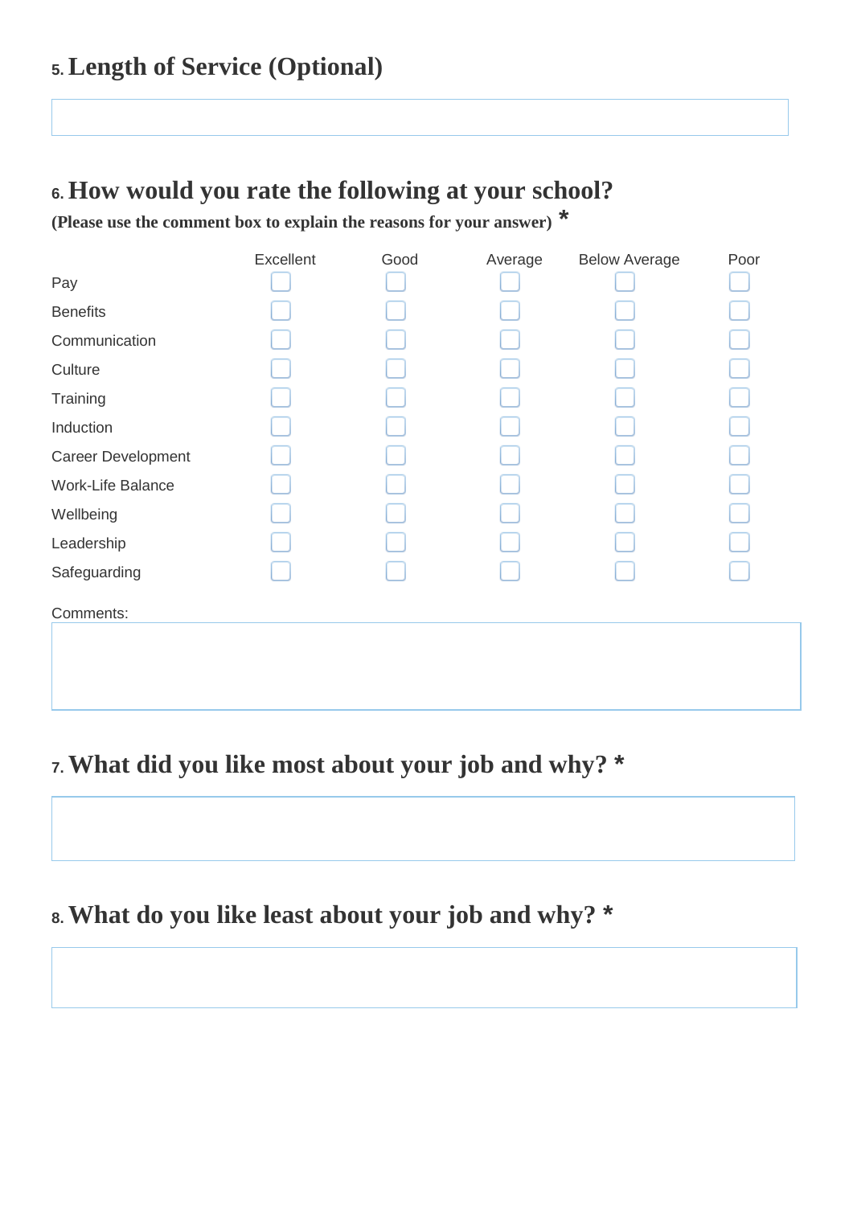## 5. Length of Service (Optional)

## 6. How would you rate the following at your school?

**(Please use the comment box to explain the reasons for your answer)** *

| | Excellent | Good | Average | Below Average | Poor |
|---|---|---|---|---|---|
| Pay | ☐ | ☐ | ☐ | ☐ | ☐ |
| Benefits | ☐ | ☐ | ☐ | ☐ | ☐ |
| Communication | ☐ | ☐ | ☐ | ☐ | ☐ |
| Culture | ☐ | ☐ | ☐ | ☐ | ☐ |
| Training | ☐ | ☐ | ☐ | ☐ | ☐ |
| Induction | ☐ | ☐ | ☐ | ☐ | ☐ |
| Career Development | ☐ | ☐ | ☐ | ☐ | ☐ |
| Work-Life Balance | ☐ | ☐ | ☐ | ☐ | ☐ |
| Wellbeing | ☐ | ☐ | ☐ | ☐ | ☐ |
| Leadership | ☐ | ☐ | ☐ | ☐ | ☐ |
| Safeguarding | ☐ | ☐ | ☐ | ☐ | ☐ |

Comments:

## 7. What did you like most about your job and why? *

## 8. What do you like least about your job and why? *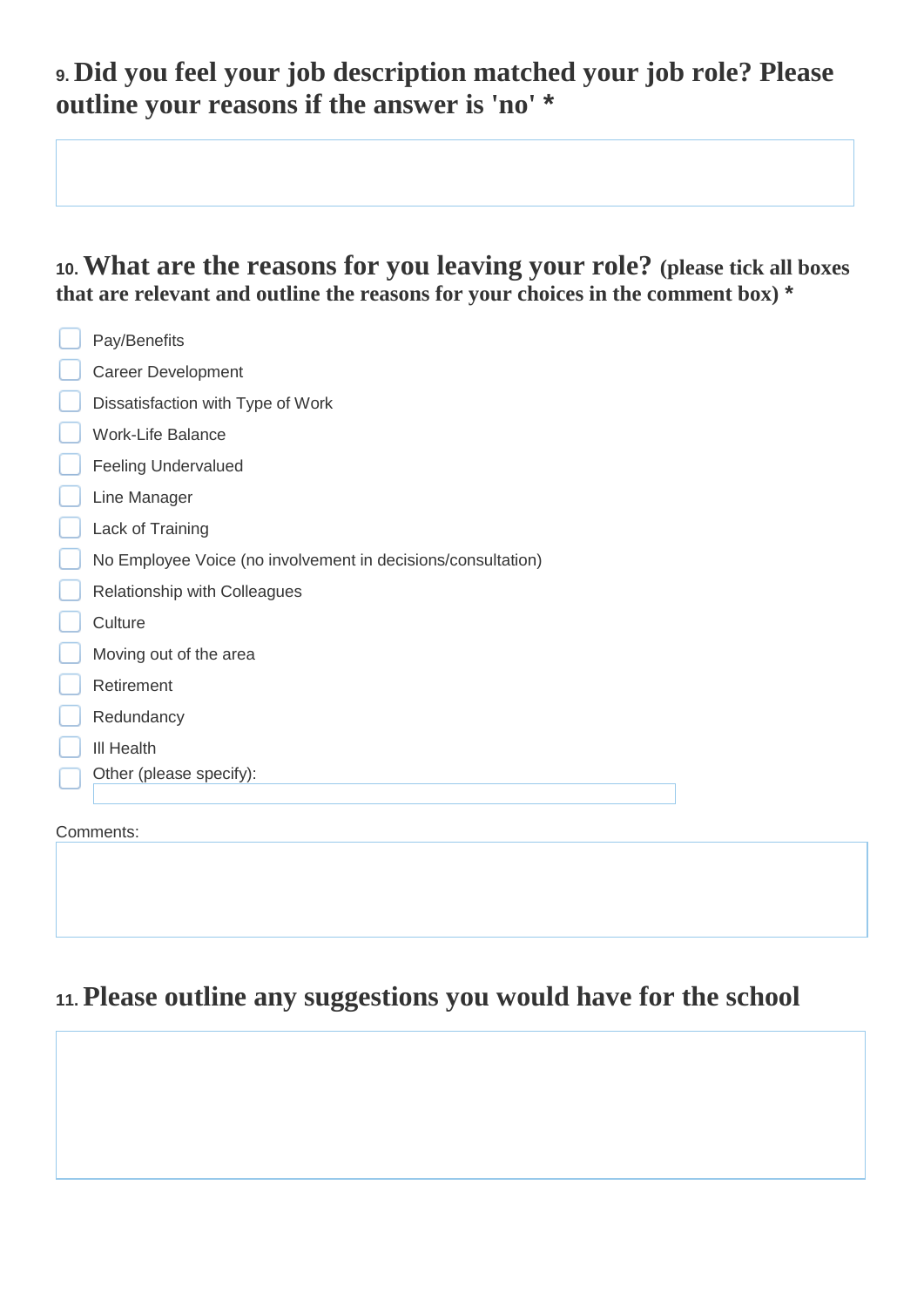## 9. Did you feel your job description matched your job role? Please outline your reasons if the answer is 'no' *

## 10. What are the reasons for you leaving your role? (please tick all boxes that are relevant and outline the reasons for your choices in the comment box) *

- ☐ Pay/Benefits
- ☐ Career Development
- ☐ Dissatisfaction with Type of Work
- ☐ Work-Life Balance
- ☐ Feeling Undervalued
- ☐ Line Manager
- ☐ Lack of Training
- ☐ No Employee Voice (no involvement in decisions/consultation)
- ☐ Relationship with Colleagues
- ☐ Culture
- ☐ Moving out of the area
- ☐ Retirement
- ☐ Redundancy
- ☐ Ill Health
- ☐ Other (please specify):

Comments:

## 11. Please outline any suggestions you would have for the school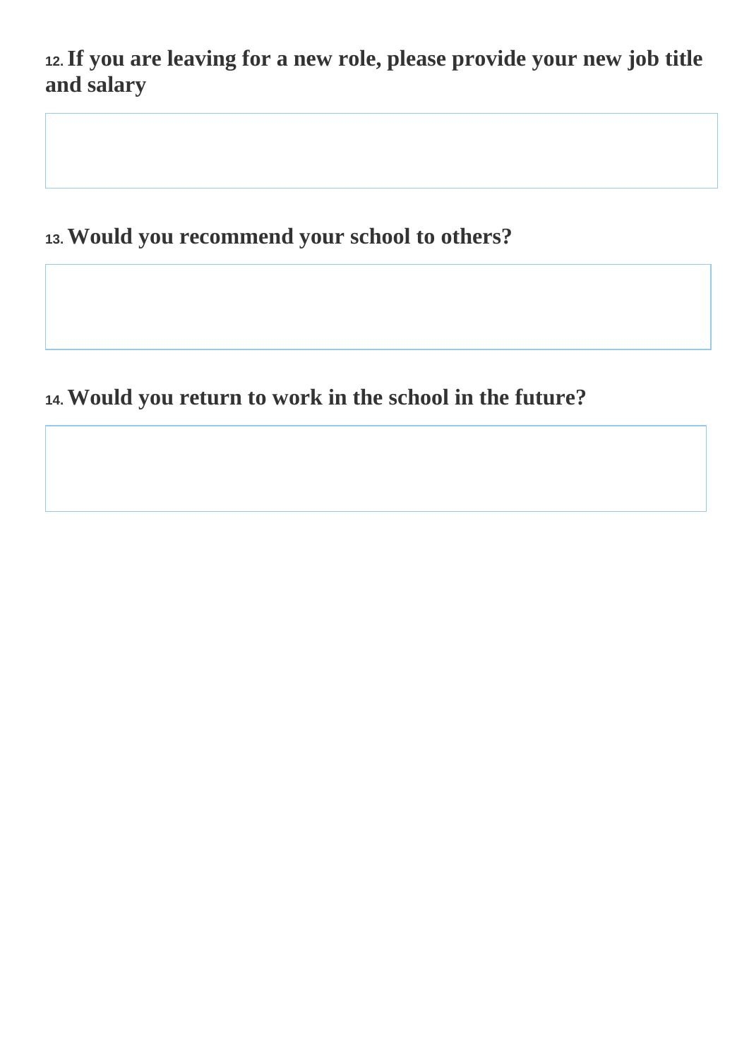12. **If you are leaving for a new role, please provide your new job title and salary**

13. **Would you recommend your school to others?**

14. **Would you return to work in the school in the future?**